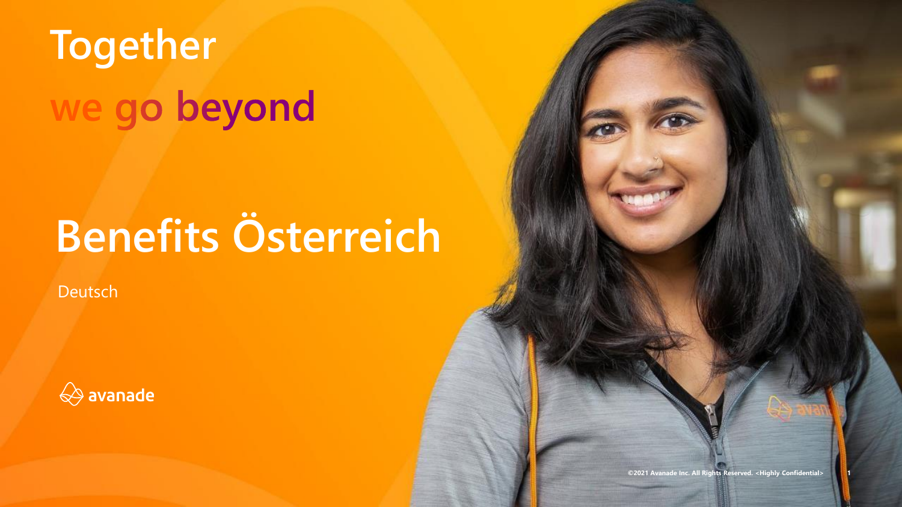# Together we go beyond

# Benefits Österreich

Deutsch

avanade

©2021 Avanade Inc. All Rights Reserved. <Highly Confidential>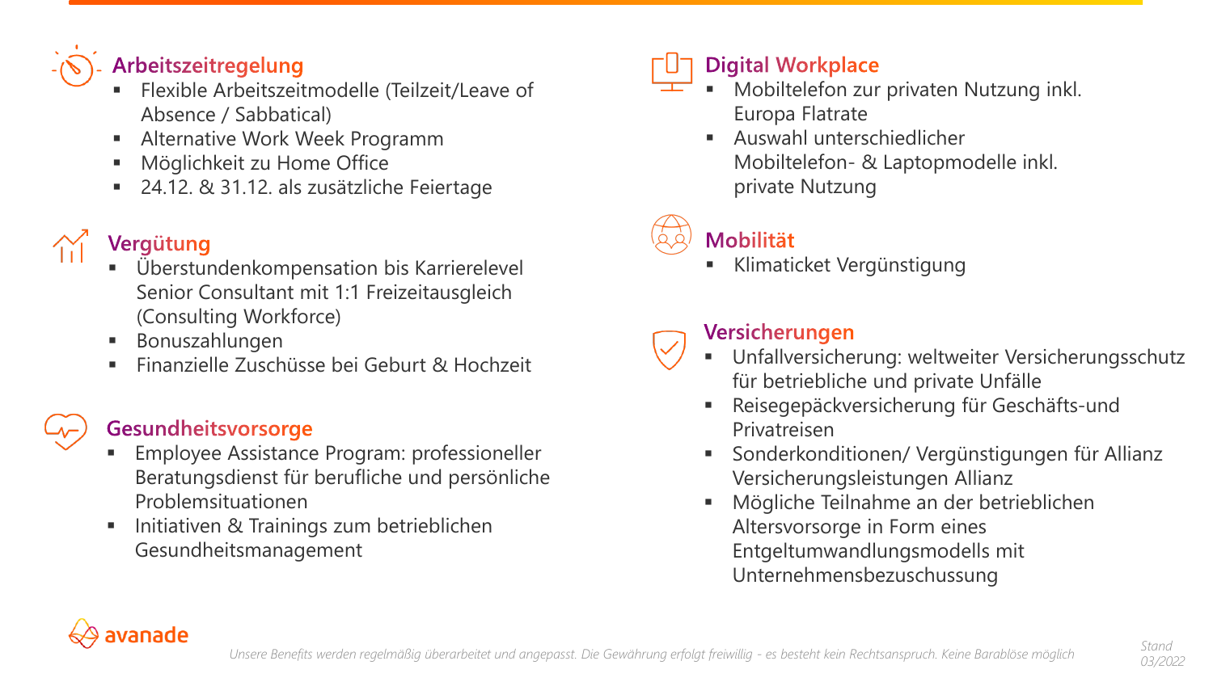## Arbeitszeitregelung

- Flexible Arbeitszeitmodelle (Teilzeit/Leave of Absence / Sabbatical)
- Alternative Work Week Programm
- Möglichkeit zu Home Office
- 24.12. & 31.12. als zusätzliche Feiertage

## Vergütung

- Überstundenkompensation bis Karrierelevel Senior Consultant mit 1:1 Freizeitausgleich (Consulting Workforce)
- Bonuszahlungen
- Finanzielle Zuschüsse bei Geburt & Hochzeit

## Gesundheitsvorsorge

- Employee Assistance Program: professioneller Beratungsdienst für berufliche und persönliche Problemsituationen
- Initiativen & Trainings zum betrieblichen Gesundheitsmanagement

## Digital Workplace

- Mobiltelefon zur privaten Nutzung inkl. Europa Flatrate
- Auswahl unterschiedlicher Mobiltelefon- & Laptopmodelle inkl. private Nutzung

## Mobilität

- Klimaticket Vergünstigung

## Versicherungen

- Unfallversicherung: weltweiter Versicherungsschutz für betriebliche und private Unfälle
- Reisegepäckversicherung für Geschäfts-und Privatreisen
- Sonderkonditionen/ Vergünstigungen für Allianz Versicherungsleistungen Allianz
- Mögliche Teilnahme an der betrieblichen Altersvorsorge in Form eines Entgeltumwandlungsmodells mit Unternehmensbezuschussung

avanade

*Unsere Benefits werden regelmäßig überarbeitet und angepasst. Die Gewährung erfolgt freiwillig - es besteht kein Rechtsanspruch. Keine Barablöse möglich*

*Stand 03/2022*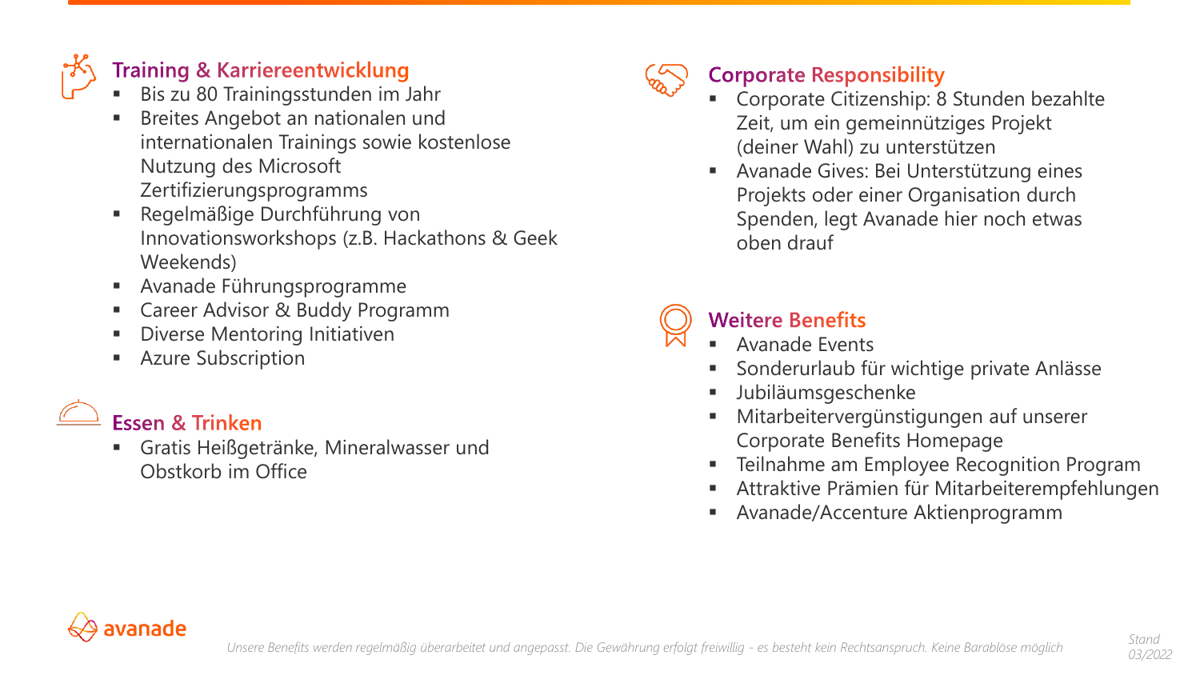## Training & Karriereentwicklung

- Bis zu 80 Trainingsstunden im Jahr
- Breites Angebot an nationalen und internationalen Trainings sowie kostenlose Nutzung des Microsoft Zertifizierungsprogramms
- Regelmäßige Durchführung von Innovationsworkshops (z.B. Hackathons & Geek Weekends)
- Avanade Führungsprogramme
- Career Advisor & Buddy Programm
- Diverse Mentoring Initiativen
- Azure Subscription

## Essen & Trinken

- Gratis Heißgetränke, Mineralwasser und Obstkorb im Office

## Corporate Responsibility

- Corporate Citizenship: 8 Stunden bezahlte Zeit, um ein gemeinnütziges Projekt (deiner Wahl) zu unterstützen
- Avanade Gives: Bei Unterstützung eines Projekts oder einer Organisation durch Spenden, legt Avanade hier noch etwas oben drauf

## Weitere Benefits

- Avanade Events
- Sonderurlaub für wichtige private Anlässe
- Jubiläumsgeschenke
- Mitarbeitervergünstigungen auf unserer Corporate Benefits Homepage
- Teilnahme am Employee Recognition Program
- Attraktive Prämien für Mitarbeiterempfehlungen
- Avanade/Accenture Aktienprogramm

*Unsere Benefits werden regelmäßig überarbeitet und angepasst. Die Gewährung erfolgt freiwillig - es besteht kein Rechtsanspruch. Keine Barablöse möglich*

*Stand 03/2022*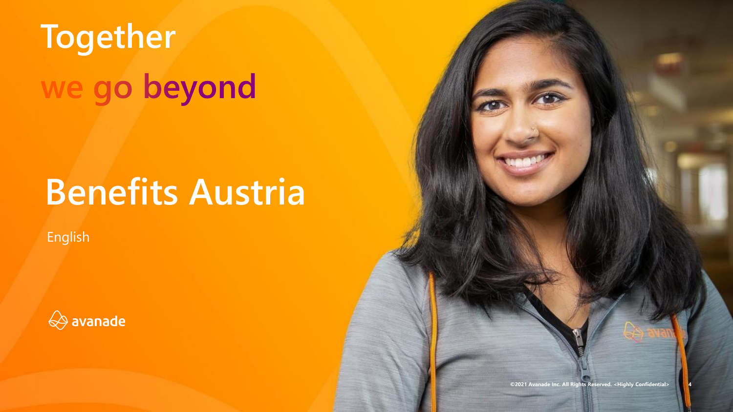# Together we go beyond

# Benefits Austria

English

avanade

©2021 Avanade Inc. All Rights Reserved. <Highly Confidential>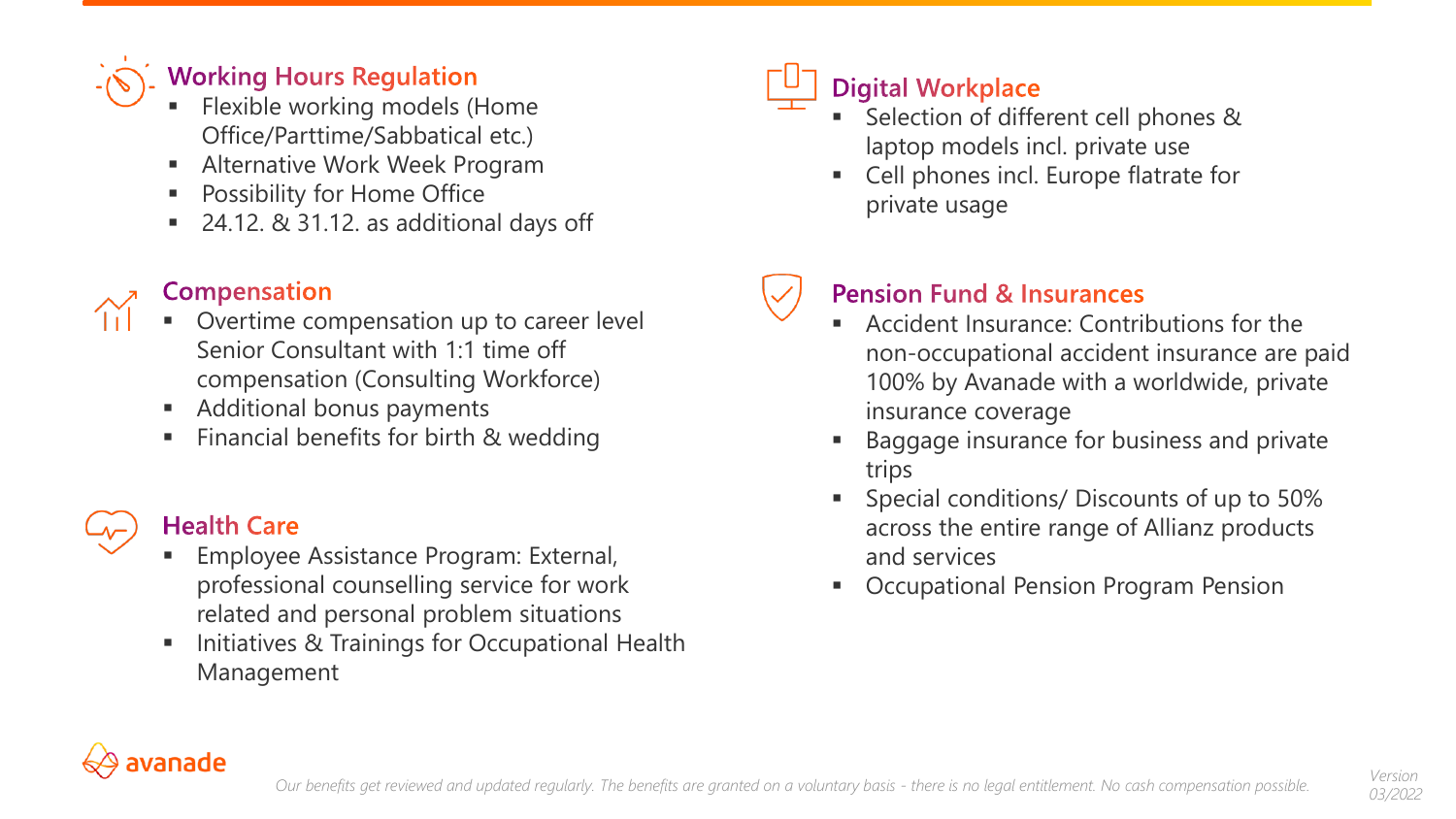## Working Hours Regulation

- Flexible working models (Home Office/Parttime/Sabbatical etc.)
- Alternative Work Week Program
- Possibility for Home Office
- 24.12. & 31.12. as additional days off

## Compensation

- Overtime compensation up to career level Senior Consultant with 1:1 time off compensation (Consulting Workforce)
- Additional bonus payments
- Financial benefits for birth & wedding

## Health Care

- Employee Assistance Program: External, professional counselling service for work related and personal problem situations
- Initiatives & Trainings for Occupational Health Management

## Digital Workplace

- Selection of different cell phones & laptop models incl. private use
- Cell phones incl. Europe flatrate for private usage

## Pension Fund & Insurances

- Accident Insurance: Contributions for the non-occupational accident insurance are paid 100% by Avanade with a worldwide, private insurance coverage
- Baggage insurance for business and private trips
- Special conditions/ Discounts of up to 50% across the entire range of Allianz products and services
- Occupational Pension Program Pension

*Our benefits get reviewed and updated regularly. The benefits are granted on a voluntary basis - there is no legal entitlement. No cash compensation possible.*

*Version 03/2022*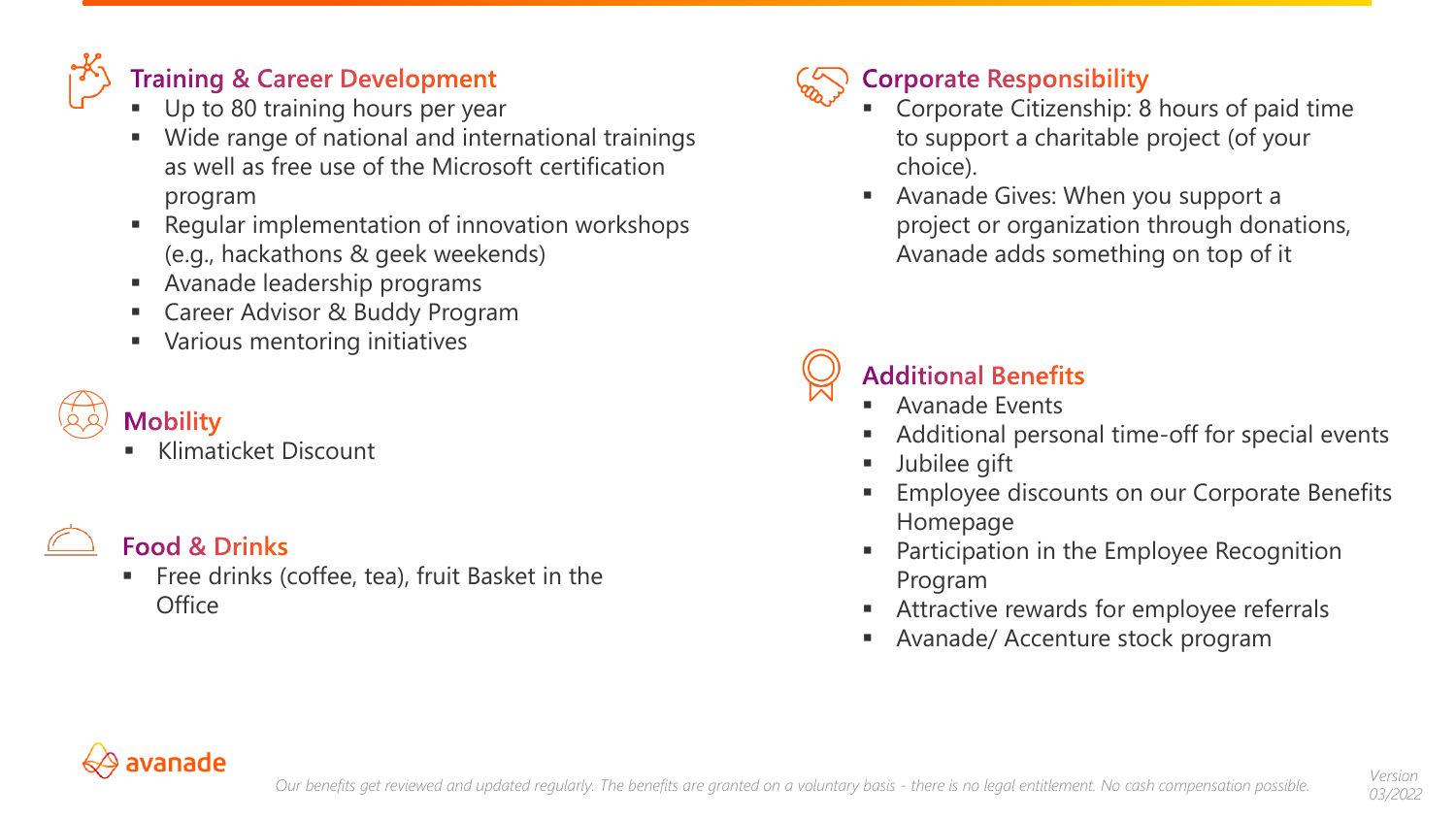## Training & Career Development

- Up to 80 training hours per year
- Wide range of national and international trainings as well as free use of the Microsoft certification program
- Regular implementation of innovation workshops (e.g., hackathons & geek weekends)
- Avanade leadership programs
- Career Advisor & Buddy Program
- Various mentoring initiatives

## Mobility

- Klimaticket Discount

## Food & Drinks

- Free drinks (coffee, tea), fruit Basket in the Office

## Corporate Responsibility

- Corporate Citizenship: 8 hours of paid time to support a charitable project (of your choice).
- Avanade Gives: When you support a project or organization through donations, Avanade adds something on top of it

## Additional Benefits

- Avanade Events
- Additional personal time-off for special events
- Jubilee gift
- Employee discounts on our Corporate Benefits Homepage
- Participation in the Employee Recognition Program
- Attractive rewards for employee referrals
- Avanade/ Accenture stock program

*Our benefits get reviewed and updated regularly. The benefits are granted on a voluntary basis - there is no legal entitlement. No cash compensation possible.*

*Version 03/2022*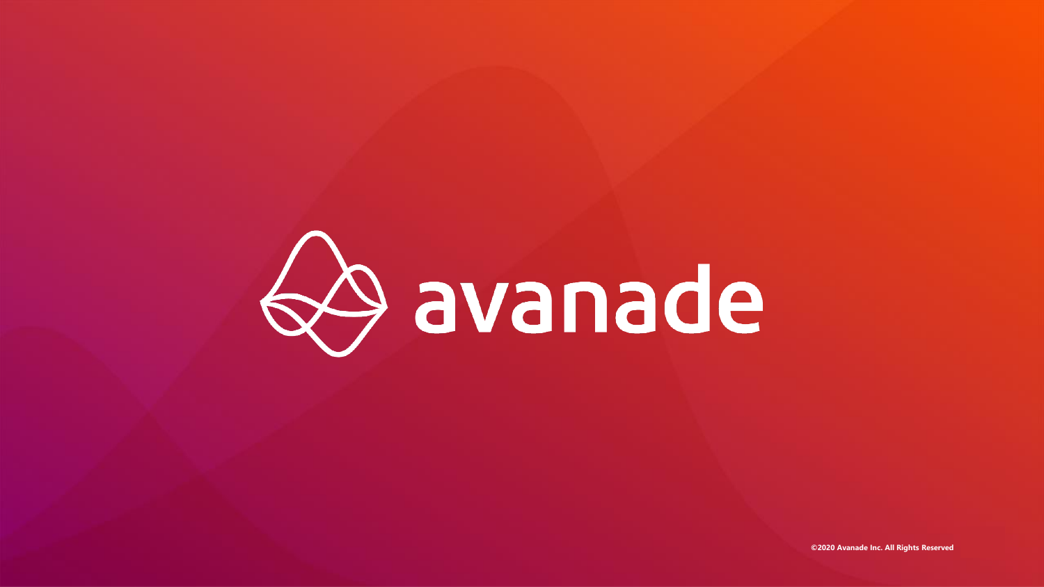avanade

©2020 Avanade Inc. All Rights Reserved